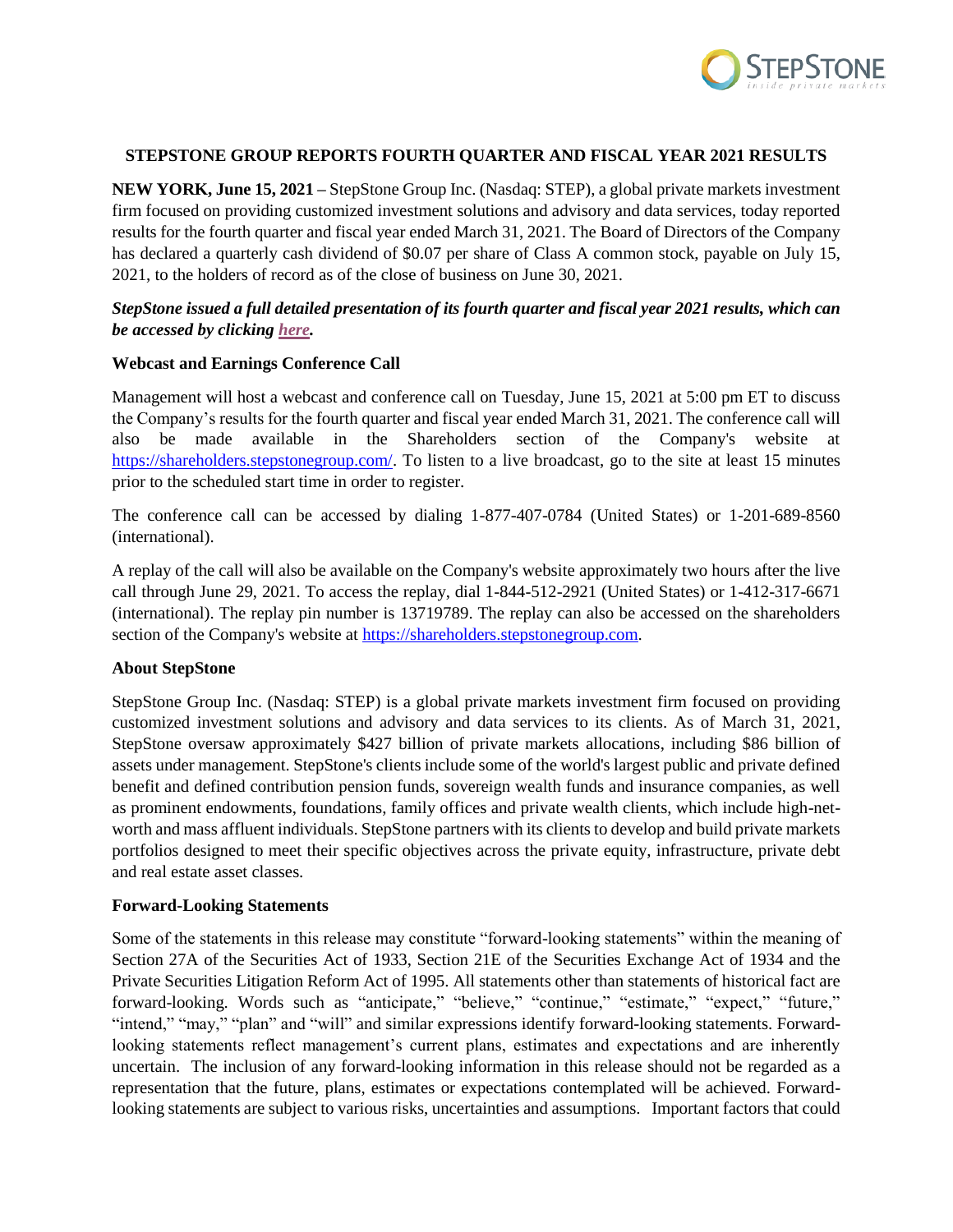# STEPSTONE GROUP REPORTS FOURTH QUARTER AND FISCAL YEAR 2021 RESULTS

**NEW YORK, June 15, 2021 –** StepStone Group Inc. (Nasdaq: STEP), a global private markets investment firm focused on providing customized investment solutions and advisory and data services, today reported results for the fourth quarter and fiscal year ended March 31, 2021. The Board of Directors of the Company has declared a quarterly cash dividend of $0.07 per share of Class A common stock, payable on July 15, 2021, to the holders of record as of the close of business on June 30, 2021.

***StepStone issued a full detailed presentation of its fourth quarter and fiscal year 2021 results, which can be accessed by clicking here.***

## Webcast and Earnings Conference Call

Management will host a webcast and conference call on Tuesday, June 15, 2021 at 5:00 pm ET to discuss the Company's results for the fourth quarter and fiscal year ended March 31, 2021. The conference call will also be made available in the Shareholders section of the Company's website at https://shareholders.stepstonegroup.com/. To listen to a live broadcast, go to the site at least 15 minutes prior to the scheduled start time in order to register.

The conference call can be accessed by dialing 1-877-407-0784 (United States) or 1-201-689-8560 (international).

A replay of the call will also be available on the Company's website approximately two hours after the live call through June 29, 2021. To access the replay, dial 1-844-512-2921 (United States) or 1-412-317-6671 (international). The replay pin number is 13719789. The replay can also be accessed on the shareholders section of the Company's website at https://shareholders.stepstonegroup.com.

## About StepStone

StepStone Group Inc. (Nasdaq: STEP) is a global private markets investment firm focused on providing customized investment solutions and advisory and data services to its clients. As of March 31, 2021, StepStone oversaw approximately $427 billion of private markets allocations, including $86 billion of assets under management. StepStone's clients include some of the world's largest public and private defined benefit and defined contribution pension funds, sovereign wealth funds and insurance companies, as well as prominent endowments, foundations, family offices and private wealth clients, which include high-net-worth and mass affluent individuals. StepStone partners with its clients to develop and build private markets portfolios designed to meet their specific objectives across the private equity, infrastructure, private debt and real estate asset classes.

## Forward-Looking Statements

Some of the statements in this release may constitute "forward-looking statements" within the meaning of Section 27A of the Securities Act of 1933, Section 21E of the Securities Exchange Act of 1934 and the Private Securities Litigation Reform Act of 1995. All statements other than statements of historical fact are forward-looking. Words such as "anticipate," "believe," "continue," "estimate," "expect," "future," "intend," "may," "plan" and "will" and similar expressions identify forward-looking statements. Forward-looking statements reflect management's current plans, estimates and expectations and are inherently uncertain. The inclusion of any forward-looking information in this release should not be regarded as a representation that the future, plans, estimates or expectations contemplated will be achieved. Forward-looking statements are subject to various risks, uncertainties and assumptions. Important factors that could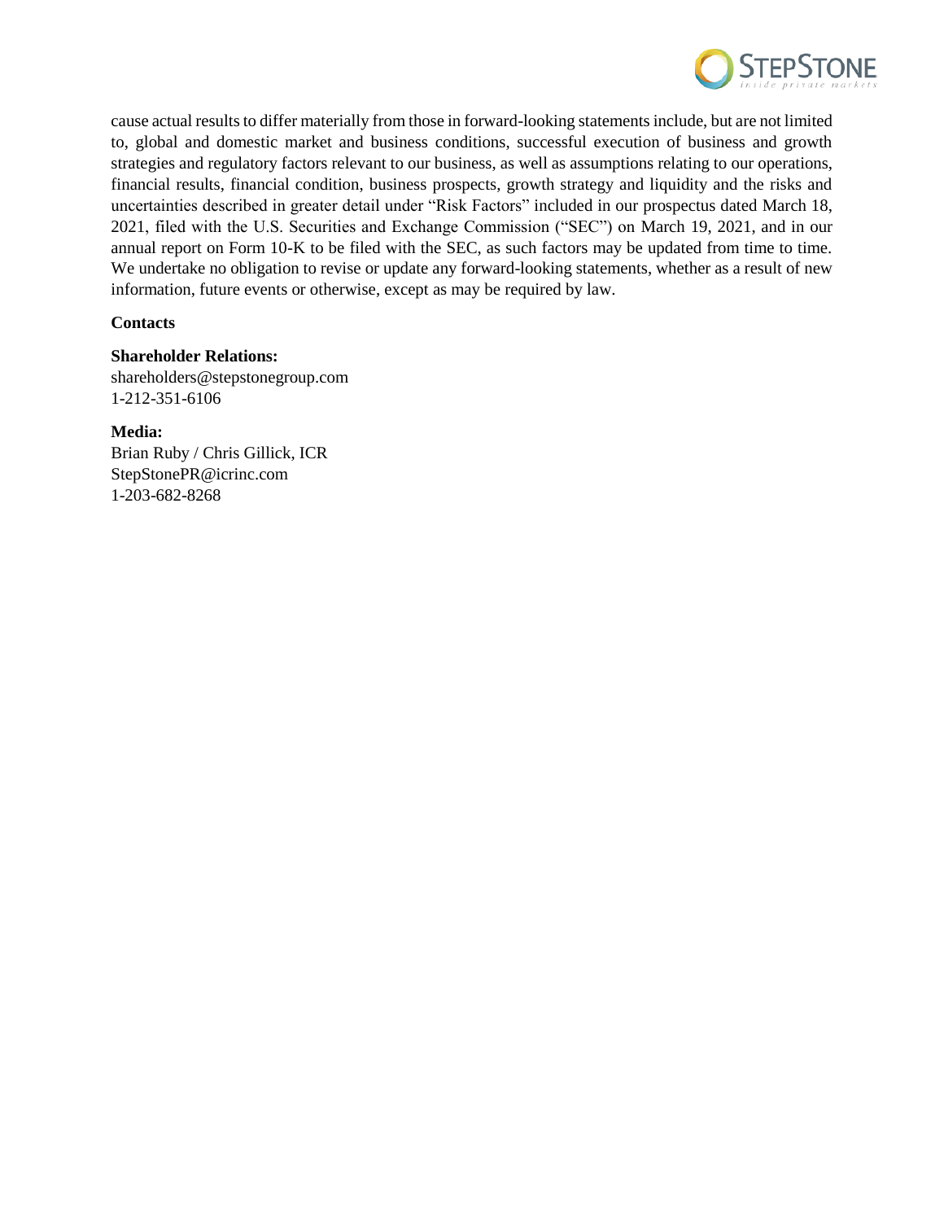cause actual results to differ materially from those in forward-looking statements include, but are not limited to, global and domestic market and business conditions, successful execution of business and growth strategies and regulatory factors relevant to our business, as well as assumptions relating to our operations, financial results, financial condition, business prospects, growth strategy and liquidity and the risks and uncertainties described in greater detail under "Risk Factors" included in our prospectus dated March 18, 2021, filed with the U.S. Securities and Exchange Commission ("SEC") on March 19, 2021, and in our annual report on Form 10-K to be filed with the SEC, as such factors may be updated from time to time. We undertake no obligation to revise or update any forward-looking statements, whether as a result of new information, future events or otherwise, except as may be required by law.

**Contacts**

**Shareholder Relations:**
shareholders@stepstonegroup.com
1-212-351-6106

**Media:**
Brian Ruby / Chris Gillick, ICR
StepStonePR@icrinc.com
1-203-682-8268